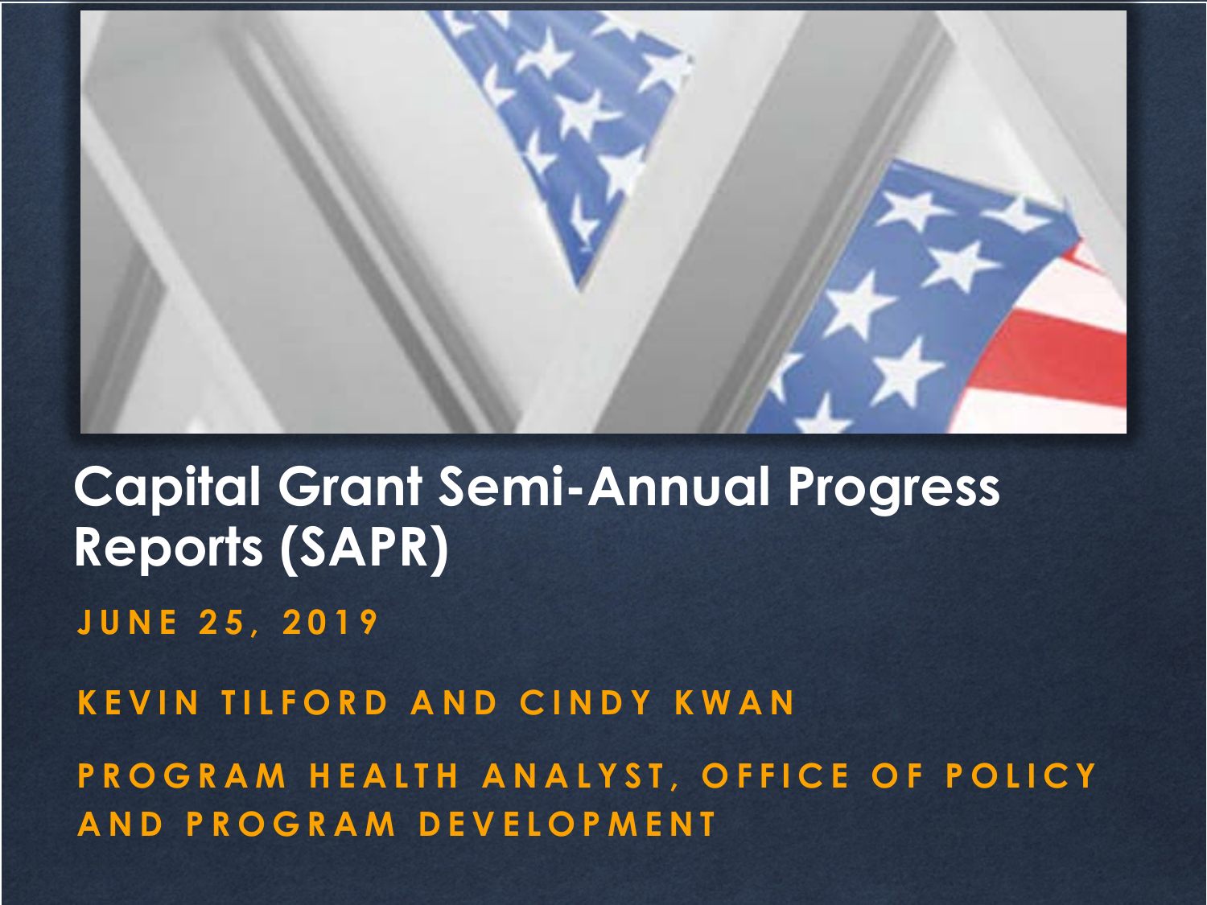# Capital Grant Semi-Annual Progress Reports (SAPR)

JUNE 25, 2019

KEVIN TILFORD AND CINDY KWAN

PROGRAM HEALTH ANALYST, OFFICE OF POLICY AND PROGRAM DEVELOPMENT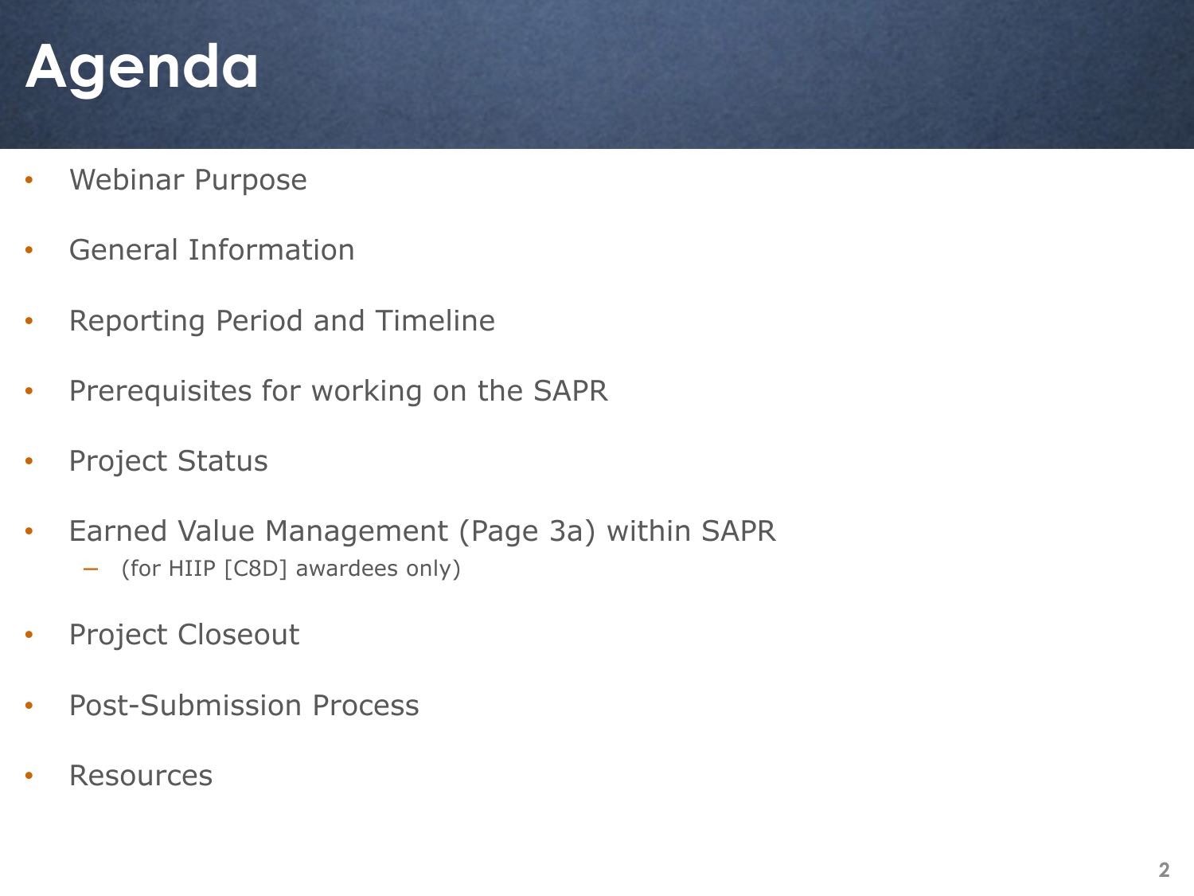# Agenda

- Webinar Purpose
- General Information
- Reporting Period and Timeline
- Prerequisites for working on the SAPR
- Project Status
- Earned Value Management (Page 3a) within SAPR
  - (for HIIP [C8D] awardees only)
- Project Closeout
- Post-Submission Process
- Resources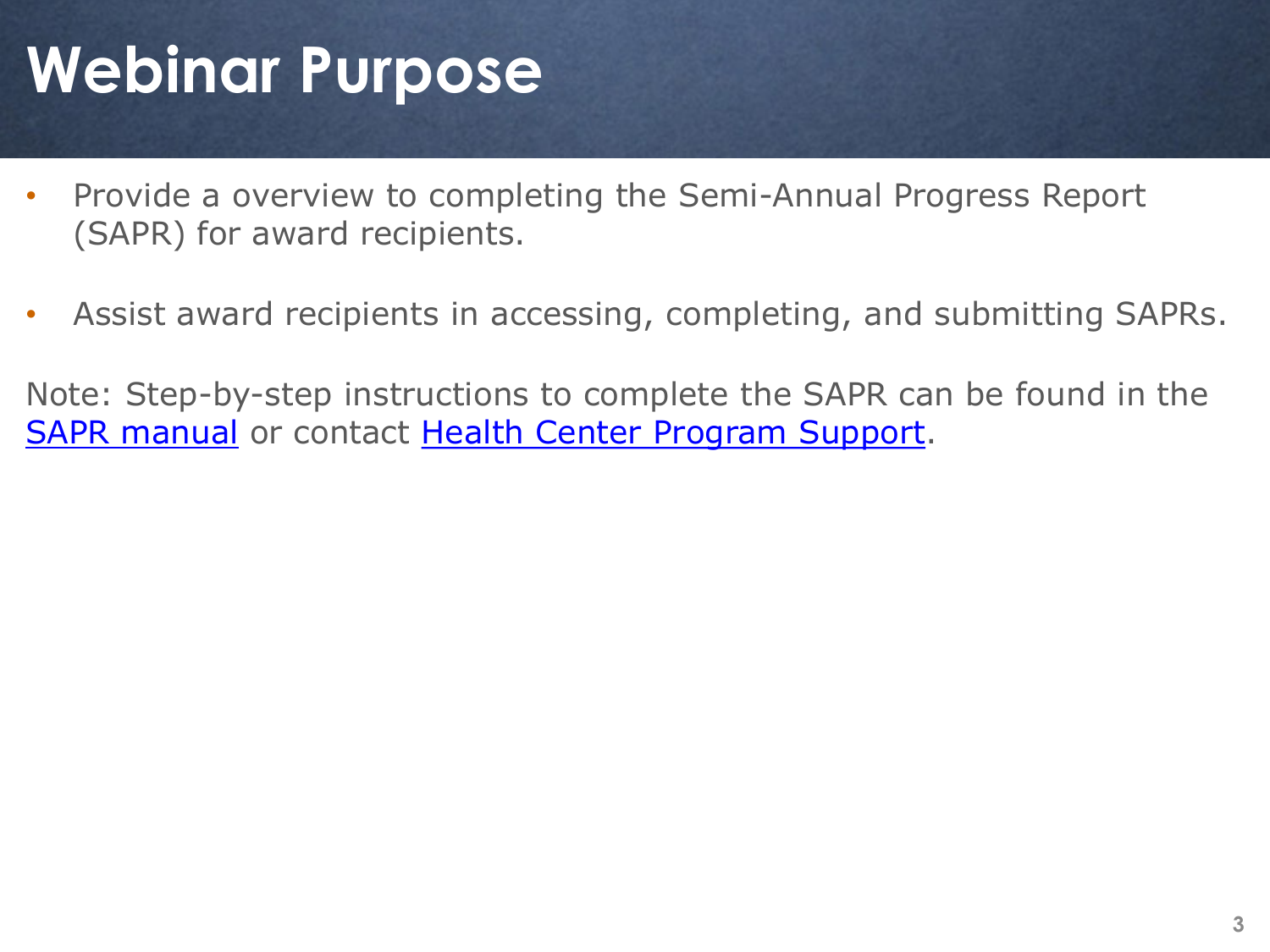# Webinar Purpose

- Provide a overview to completing the Semi-Annual Progress Report (SAPR) for award recipients.
- Assist award recipients in accessing, completing, and submitting SAPRs.

Note: Step-by-step instructions to complete the SAPR can be found in the SAPR manual or contact Health Center Program Support.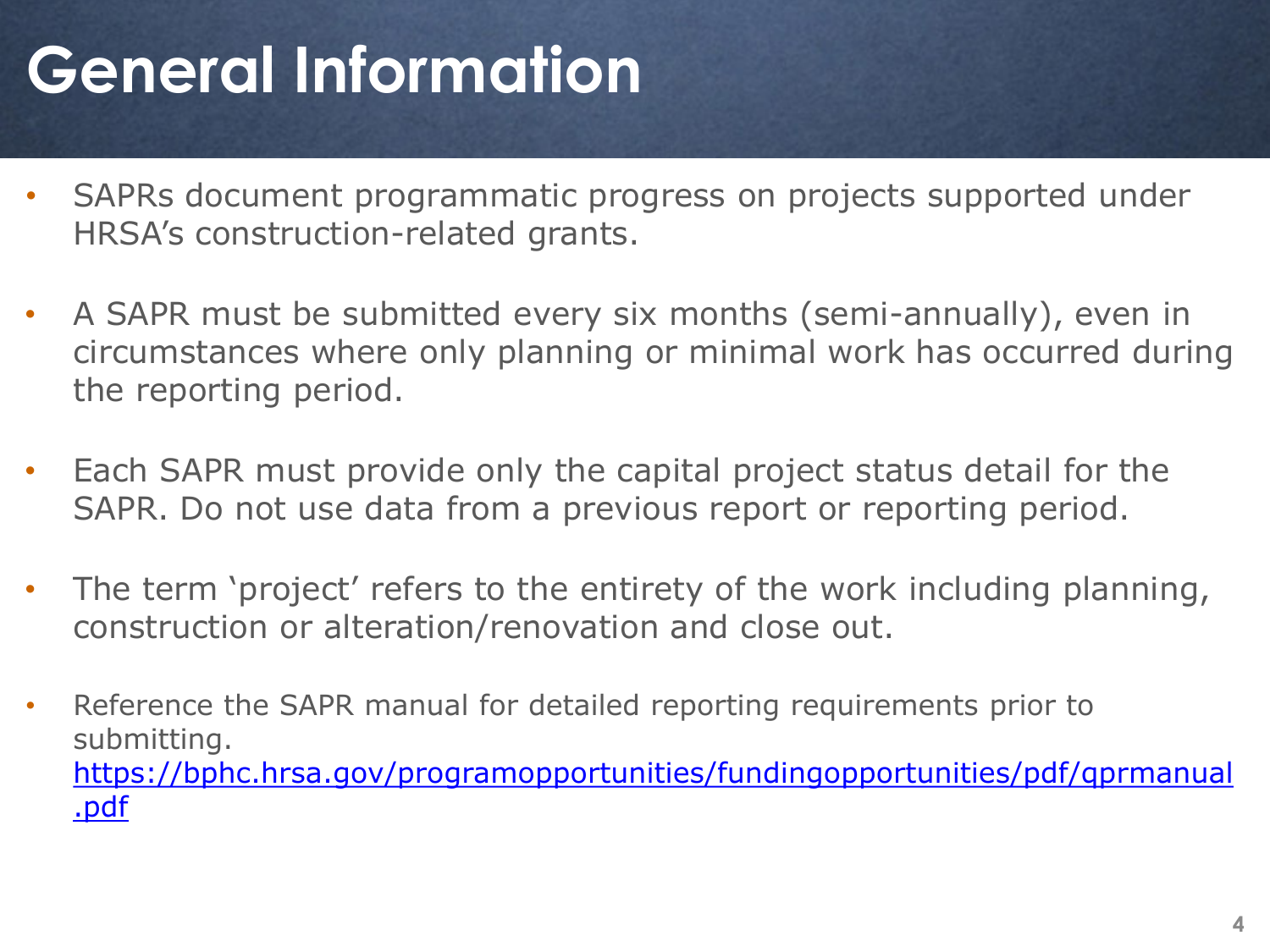# General Information

- SAPRs document programmatic progress on projects supported under HRSA's construction-related grants.
- A SAPR must be submitted every six months (semi-annually), even in circumstances where only planning or minimal work has occurred during the reporting period.
- Each SAPR must provide only the capital project status detail for the SAPR. Do not use data from a previous report or reporting period.
- The term 'project' refers to the entirety of the work including planning, construction or alteration/renovation and close out.
- Reference the SAPR manual for detailed reporting requirements prior to submitting. https://bphc.hrsa.gov/programopportunities/fundingopportunities/pdf/qprmanual.pdf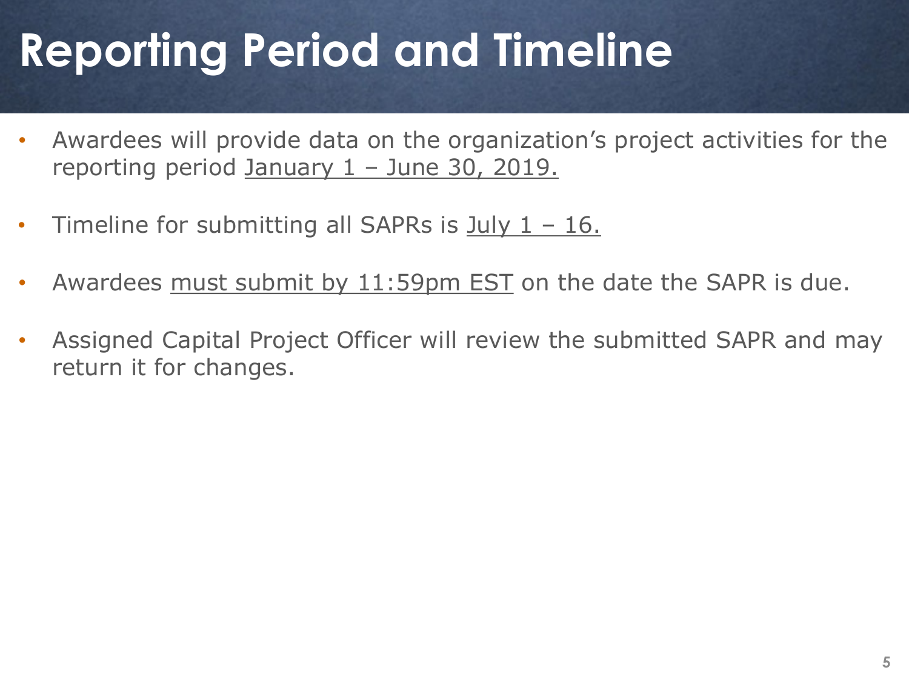# Reporting Period and Timeline

- Awardees will provide data on the organization's project activities for the reporting period January 1 – June 30, 2019.
- Timeline for submitting all SAPRs is July 1 – 16.
- Awardees must submit by 11:59pm EST on the date the SAPR is due.
- Assigned Capital Project Officer will review the submitted SAPR and may return it for changes.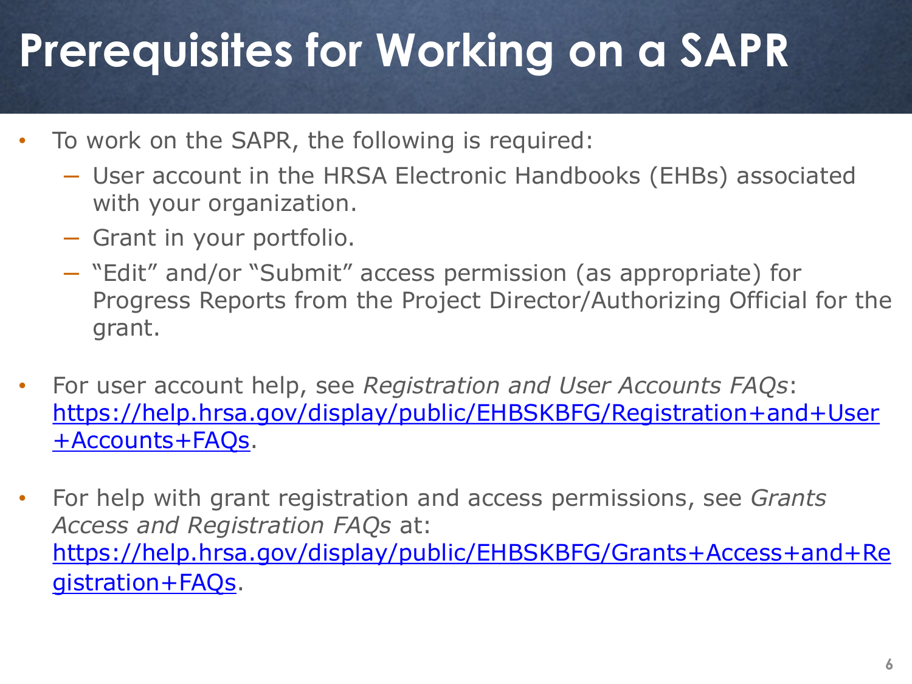# Prerequisites for Working on a SAPR

- To work on the SAPR, the following is required:
  - User account in the HRSA Electronic Handbooks (EHBs) associated with your organization.
  - Grant in your portfolio.
  - "Edit" and/or "Submit" access permission (as appropriate) for Progress Reports from the Project Director/Authorizing Official for the grant.

- For user account help, see *Registration and User Accounts FAQs*: [https://help.hrsa.gov/display/public/EHBSKBFG/Registration+and+User+Accounts+FAQs](https://help.hrsa.gov/display/public/EHBSKBFG/Registration+and+User+Accounts+FAQs).

- For help with grant registration and access permissions, see *Grants Access and Registration FAQs* at: [https://help.hrsa.gov/display/public/EHBSKBFG/Grants+Access+and+Registration+FAQs](https://help.hrsa.gov/display/public/EHBSKBFG/Grants+Access+and+Registration+FAQs).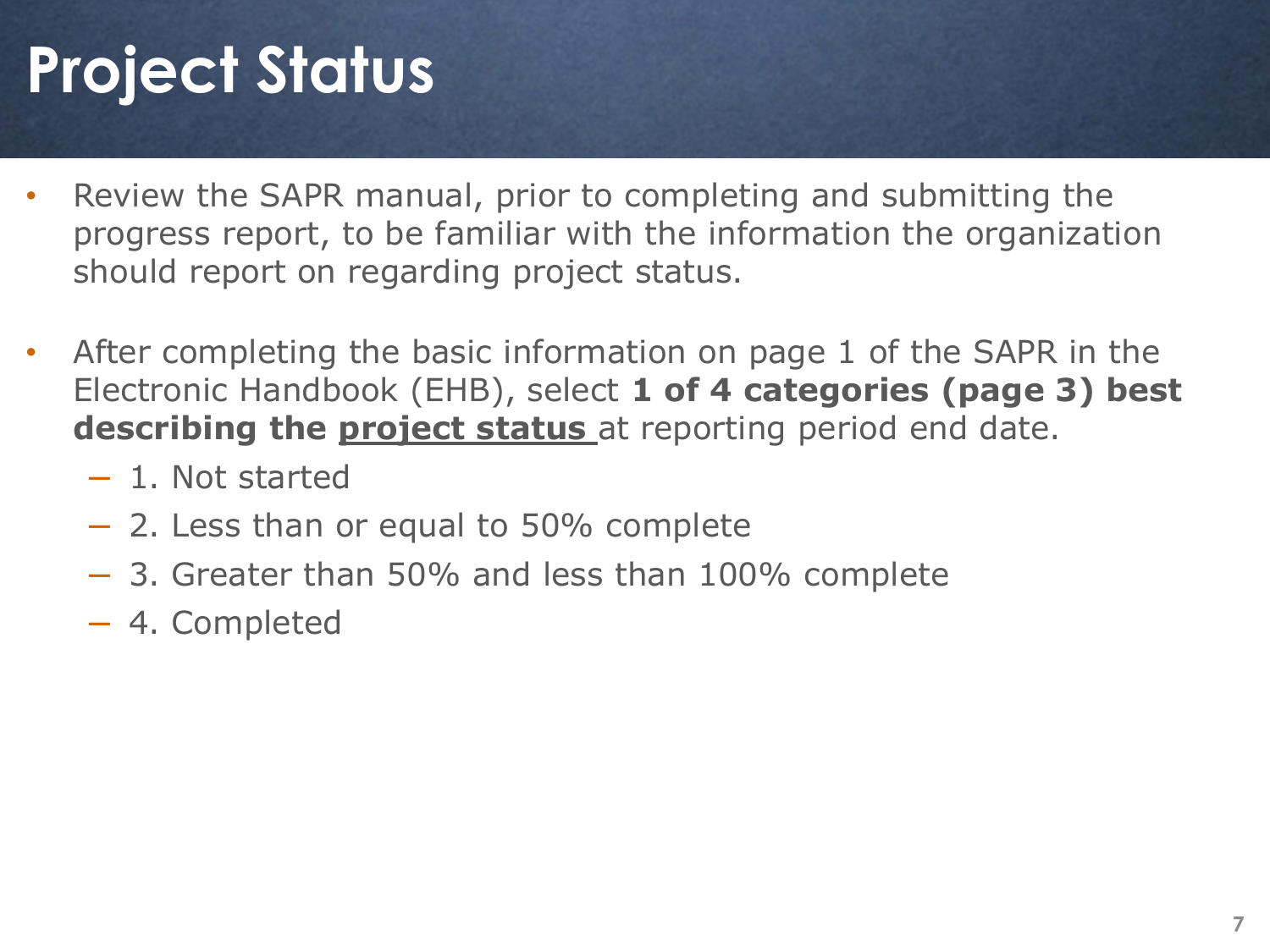# Project Status

- Review the SAPR manual, prior to completing and submitting the progress report, to be familiar with the information the organization should report on regarding project status.

- After completing the basic information on page 1 of the SAPR in the Electronic Handbook (EHB), select **1 of 4 categories (page 3) best describing the <u>project status</u>** at reporting period end date.
  - 1. Not started
  - 2. Less than or equal to 50% complete
  - 3. Greater than 50% and less than 100% complete
  - 4. Completed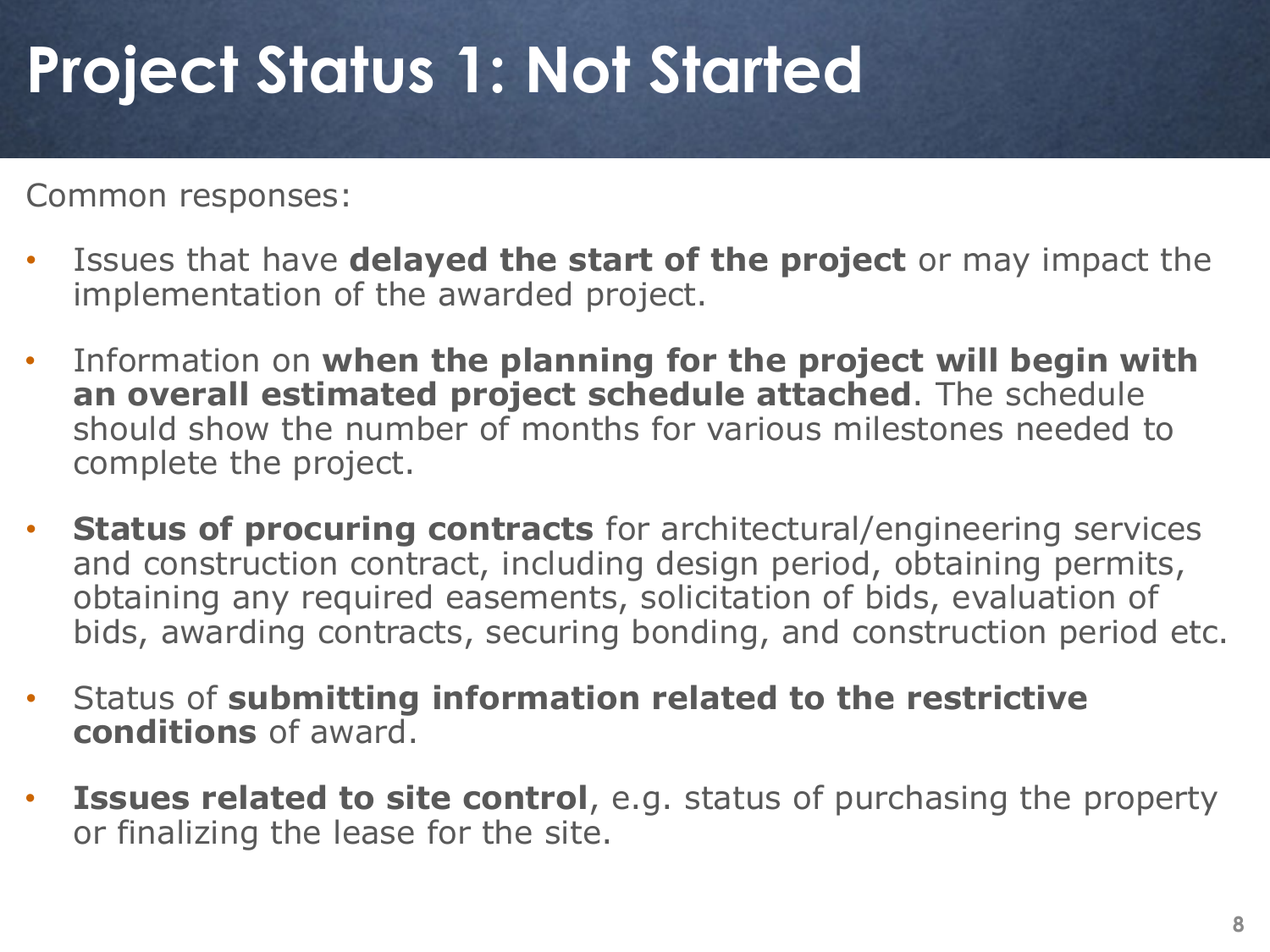# Project Status 1: Not Started

Common responses:

- Issues that have **delayed the start of the project** or may impact the implementation of the awarded project.
- Information on **when the planning for the project will begin with an overall estimated project schedule attached**. The schedule should show the number of months for various milestones needed to complete the project.
- **Status of procuring contracts** for architectural/engineering services and construction contract, including design period, obtaining permits, obtaining any required easements, solicitation of bids, evaluation of bids, awarding contracts, securing bonding, and construction period etc.
- Status of **submitting information related to the restrictive conditions** of award.
- **Issues related to site control**, e.g. status of purchasing the property or finalizing the lease for the site.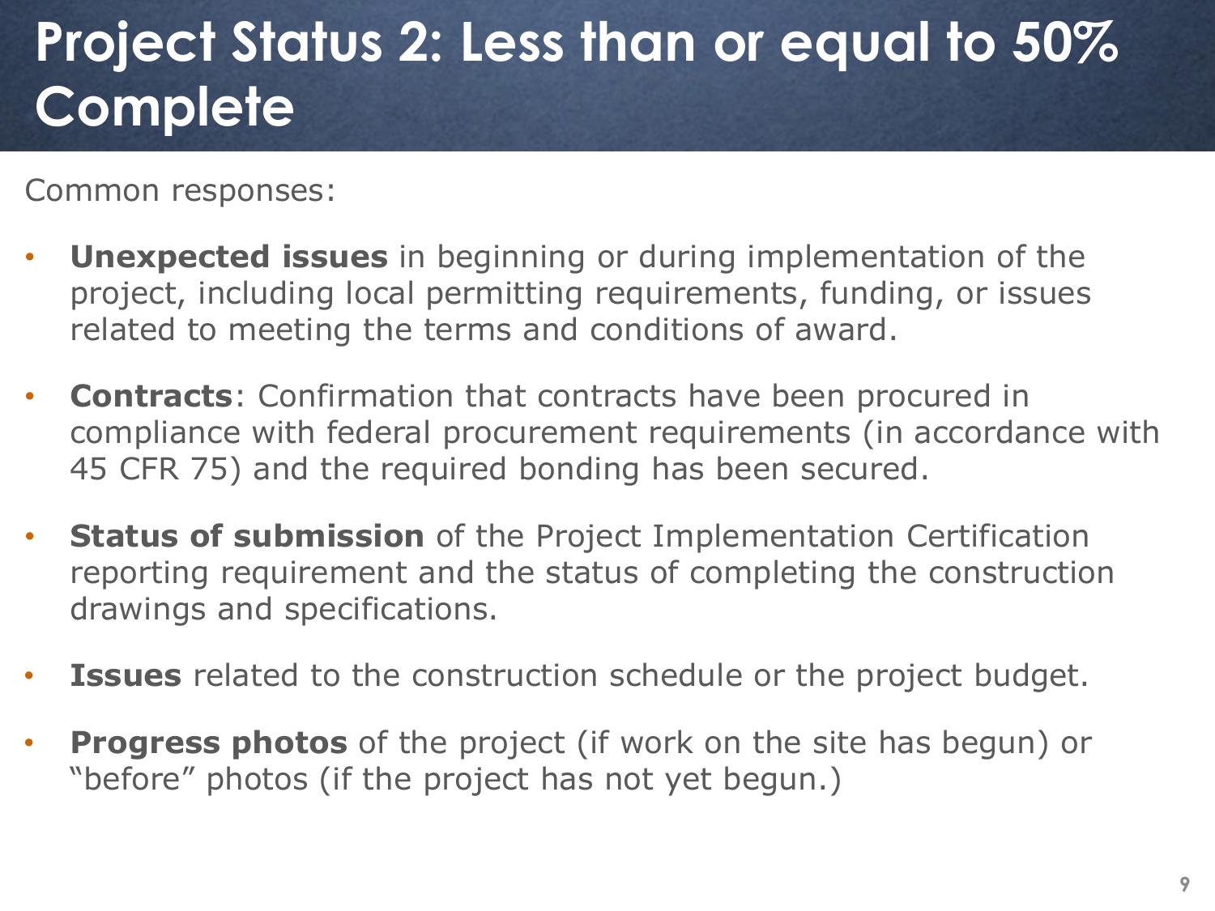# Project Status 2: Less than or equal to 50% Complete

Common responses:

- **Unexpected issues** in beginning or during implementation of the project, including local permitting requirements, funding, or issues related to meeting the terms and conditions of award.
- **Contracts**: Confirmation that contracts have been procured in compliance with federal procurement requirements (in accordance with 45 CFR 75) and the required bonding has been secured.
- **Status of submission** of the Project Implementation Certification reporting requirement and the status of completing the construction drawings and specifications.
- **Issues** related to the construction schedule or the project budget.
- **Progress photos** of the project (if work on the site has begun) or "before" photos (if the project has not yet begun.)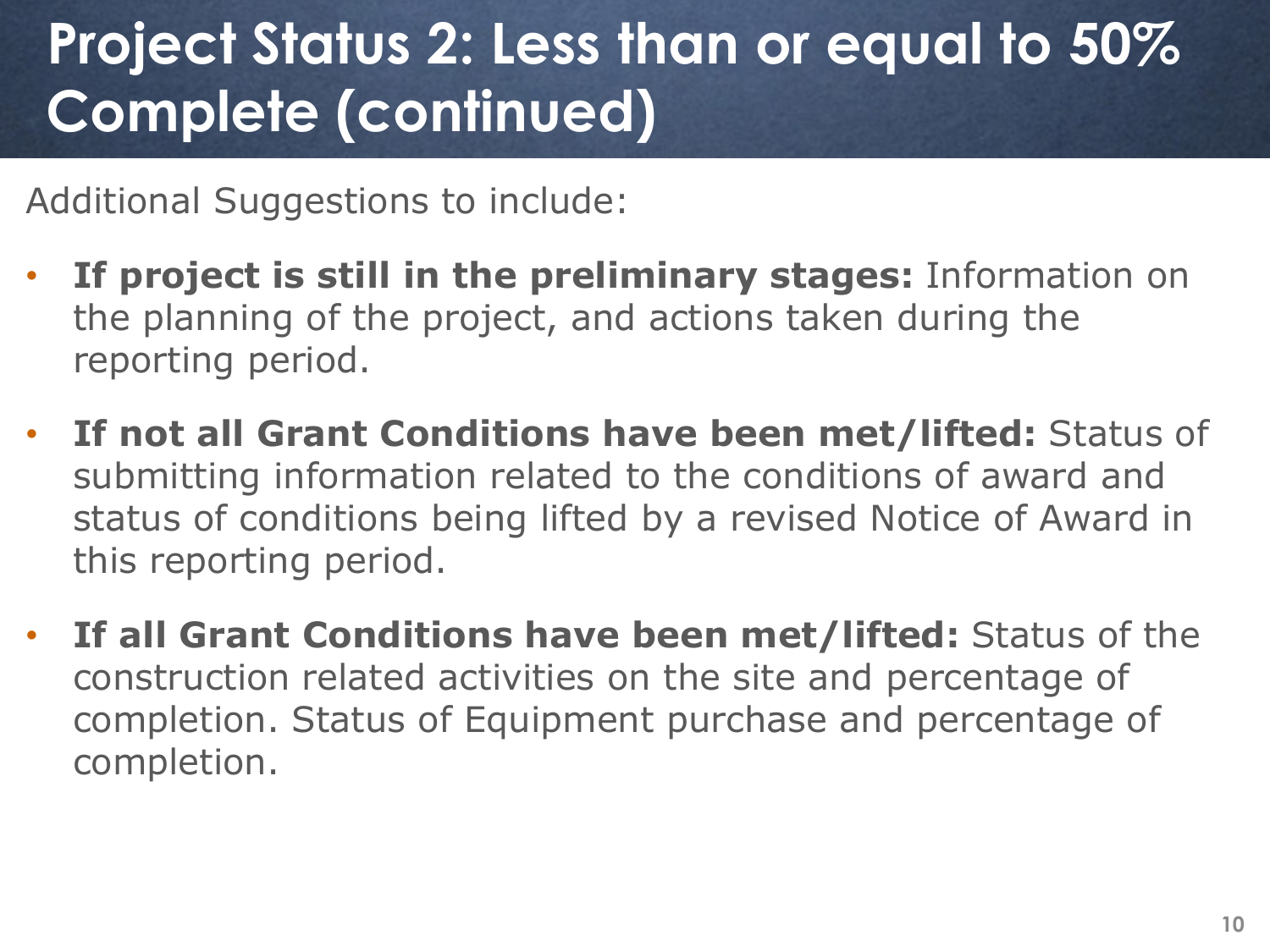# Project Status 2: Less than or equal to 50% Complete (continued)

Additional Suggestions to include:

- **If project is still in the preliminary stages:** Information on the planning of the project, and actions taken during the reporting period.
- **If not all Grant Conditions have been met/lifted:** Status of submitting information related to the conditions of award and status of conditions being lifted by a revised Notice of Award in this reporting period.
- **If all Grant Conditions have been met/lifted:** Status of the construction related activities on the site and percentage of completion. Status of Equipment purchase and percentage of completion.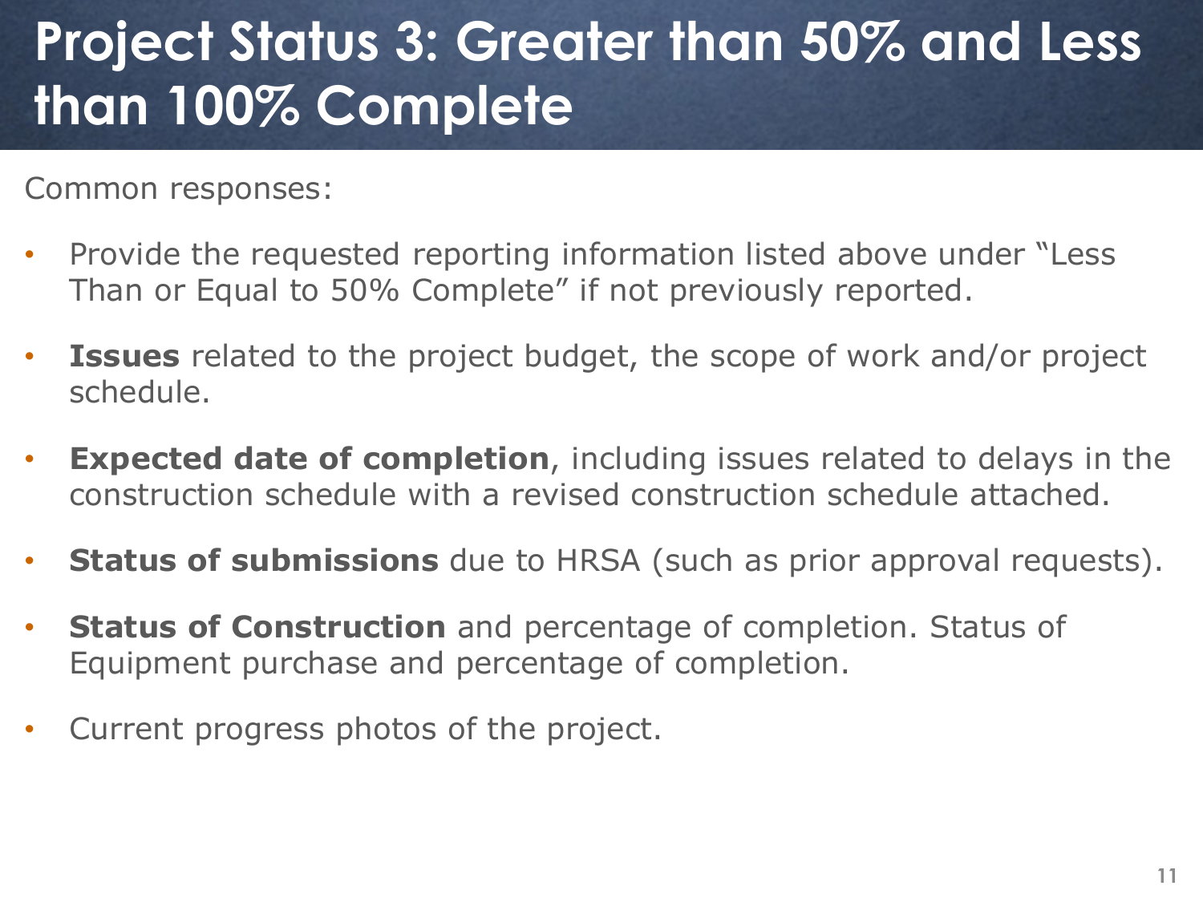# Project Status 3: Greater than 50% and Less than 100% Complete

Common responses:

- Provide the requested reporting information listed above under "Less Than or Equal to 50% Complete" if not previously reported.
- **Issues** related to the project budget, the scope of work and/or project schedule.
- **Expected date of completion**, including issues related to delays in the construction schedule with a revised construction schedule attached.
- **Status of submissions** due to HRSA (such as prior approval requests).
- **Status of Construction** and percentage of completion. Status of Equipment purchase and percentage of completion.
- Current progress photos of the project.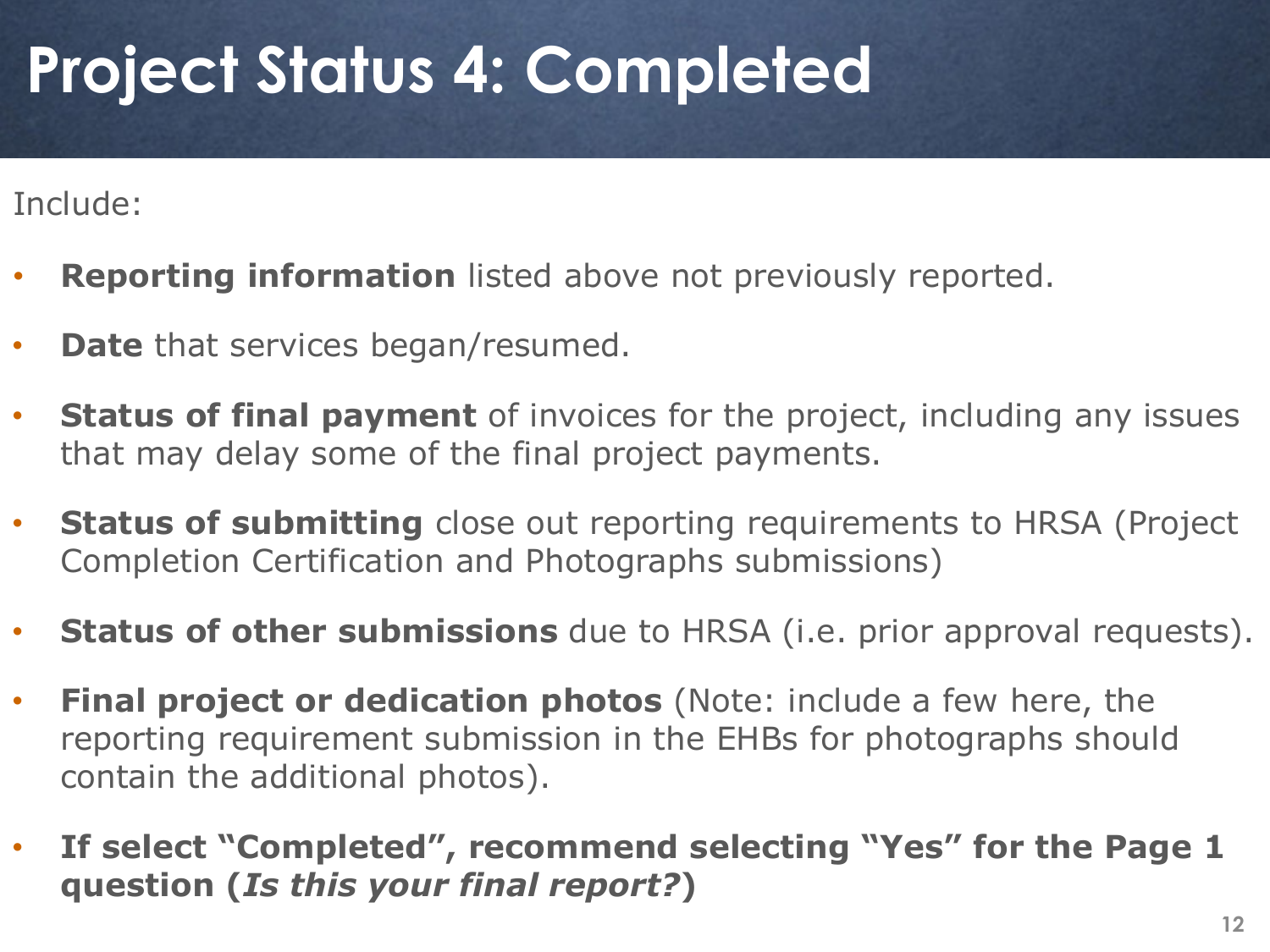# Project Status 4: Completed

Include:

- **Reporting information** listed above not previously reported.
- **Date** that services began/resumed.
- **Status of final payment** of invoices for the project, including any issues that may delay some of the final project payments.
- **Status of submitting** close out reporting requirements to HRSA (Project Completion Certification and Photographs submissions)
- **Status of other submissions** due to HRSA (i.e. prior approval requests).
- **Final project or dedication photos** (Note: include a few here, the reporting requirement submission in the EHBs for photographs should contain the additional photos).
- **If select "Completed", recommend selecting "Yes" for the Page 1 question (*Is this your final report?*)**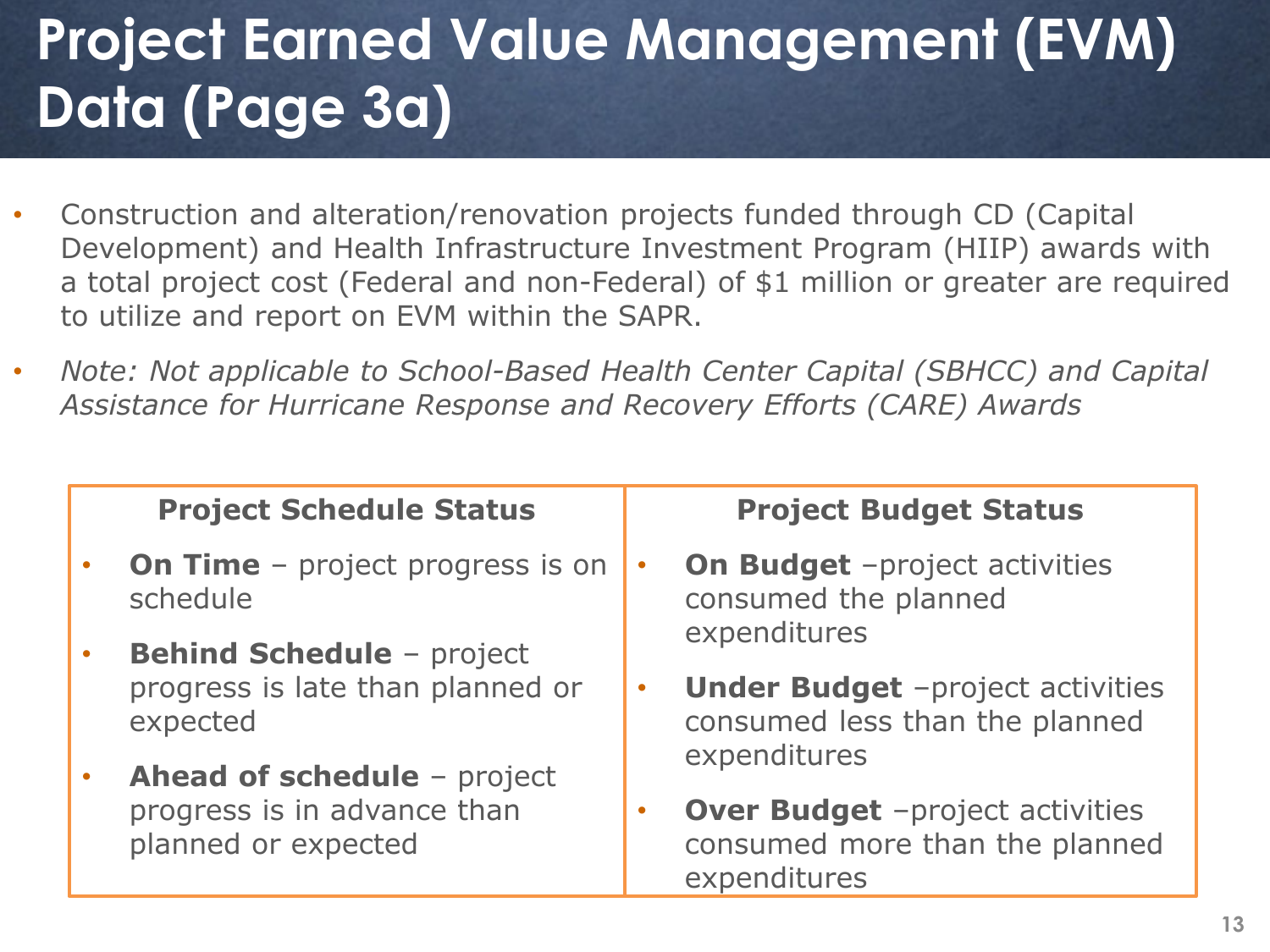# Project Earned Value Management (EVM) Data (Page 3a)

- Construction and alteration/renovation projects funded through CD (Capital Development) and Health Infrastructure Investment Program (HIIP) awards with a total project cost (Federal and non-Federal) of $1 million or greater are required to utilize and report on EVM within the SAPR.
- *Note: Not applicable to School-Based Health Center Capital (SBHCC) and Capital Assistance for Hurricane Response and Recovery Efforts (CARE) Awards*

| Project Schedule Status | Project Budget Status |
|---|---|
| • **On Time** – project progress is on schedule<br>• **Behind Schedule** – project progress is late than planned or expected<br>• **Ahead of schedule** – project progress is in advance than planned or expected | • **On Budget** –project activities consumed the planned expenditures<br>• **Under Budget** –project activities consumed less than the planned expenditures<br>• **Over Budget** –project activities consumed more than the planned expenditures |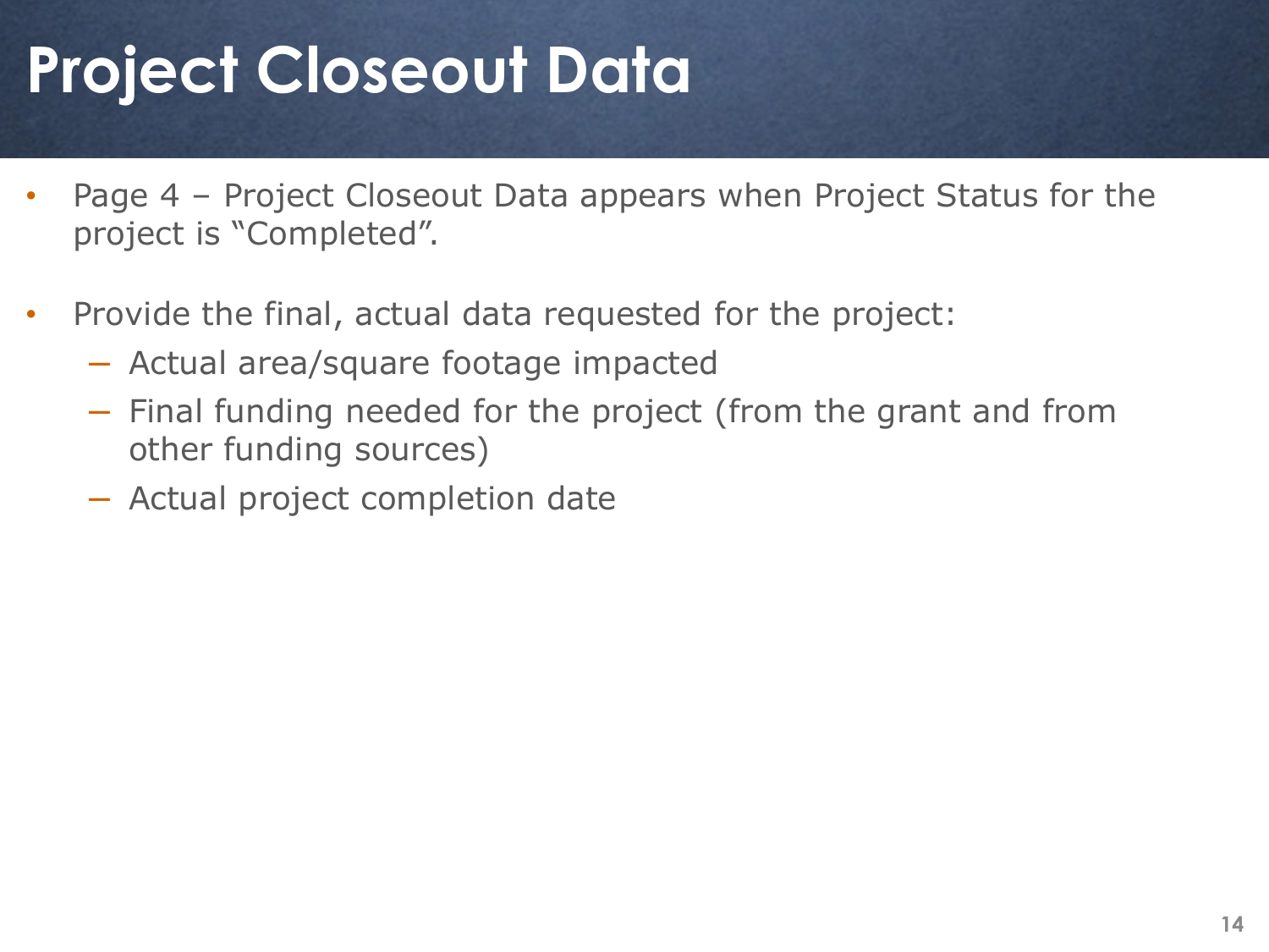# Project Closeout Data

- Page 4 – Project Closeout Data appears when Project Status for the project is “Completed”.
- Provide the final, actual data requested for the project:
  - Actual area/square footage impacted
  - Final funding needed for the project (from the grant and from other funding sources)
  - Actual project completion date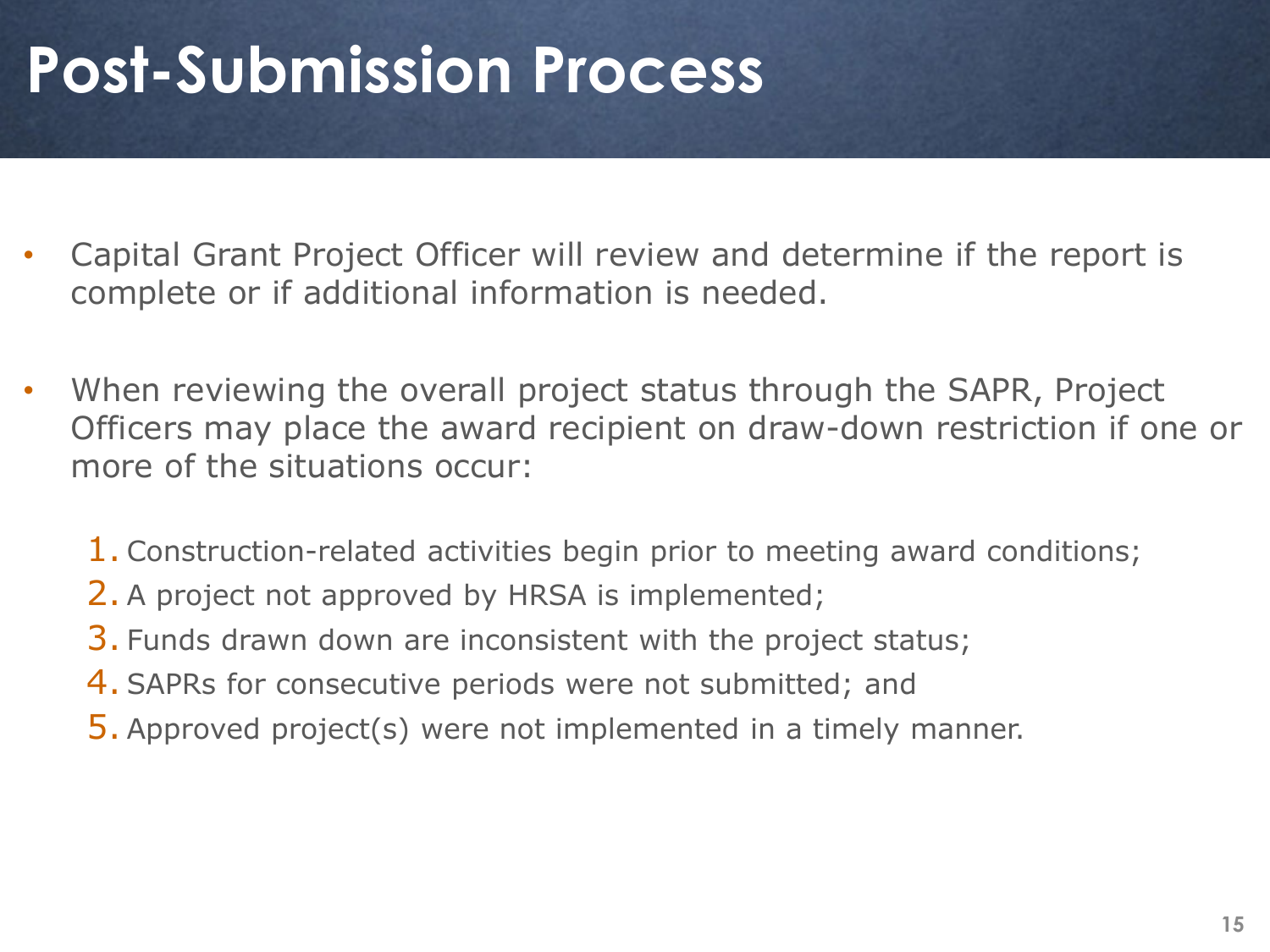# Post-Submission Process

- Capital Grant Project Officer will review and determine if the report is complete or if additional information is needed.

- When reviewing the overall project status through the SAPR, Project Officers may place the award recipient on draw-down restriction if one or more of the situations occur:

  1. Construction-related activities begin prior to meeting award conditions;
  2. A project not approved by HRSA is implemented;
  3. Funds drawn down are inconsistent with the project status;
  4. SAPRs for consecutive periods were not submitted; and
  5. Approved project(s) were not implemented in a timely manner.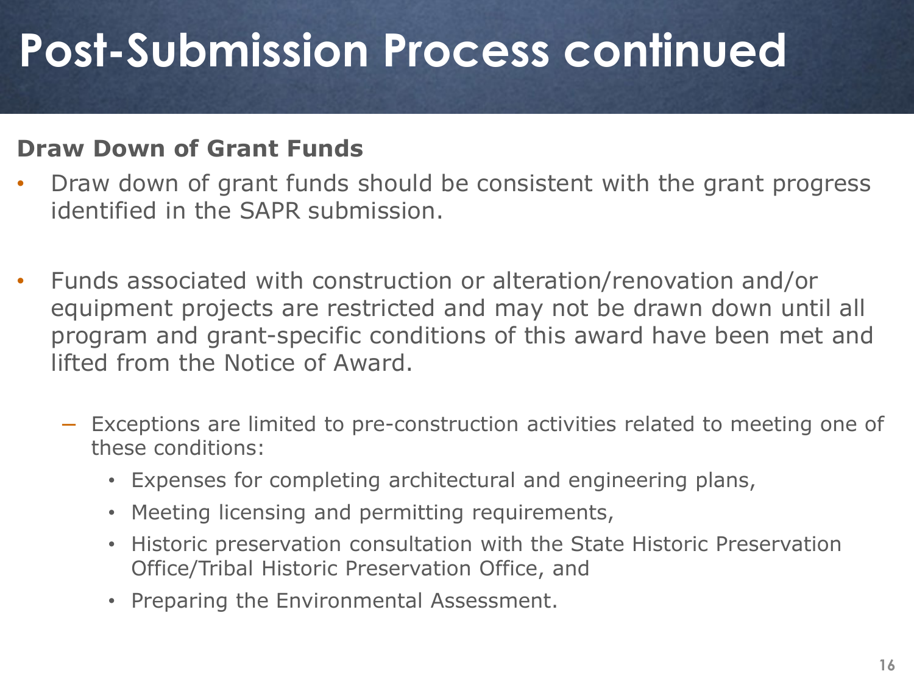# Post-Submission Process continued

**Draw Down of Grant Funds**

- Draw down of grant funds should be consistent with the grant progress identified in the SAPR submission.

- Funds associated with construction or alteration/renovation and/or equipment projects are restricted and may not be drawn down until all program and grant-specific conditions of this award have been met and lifted from the Notice of Award.

  - Exceptions are limited to pre-construction activities related to meeting one of these conditions:
    - Expenses for completing architectural and engineering plans,
    - Meeting licensing and permitting requirements,
    - Historic preservation consultation with the State Historic Preservation Office/Tribal Historic Preservation Office, and
    - Preparing the Environmental Assessment.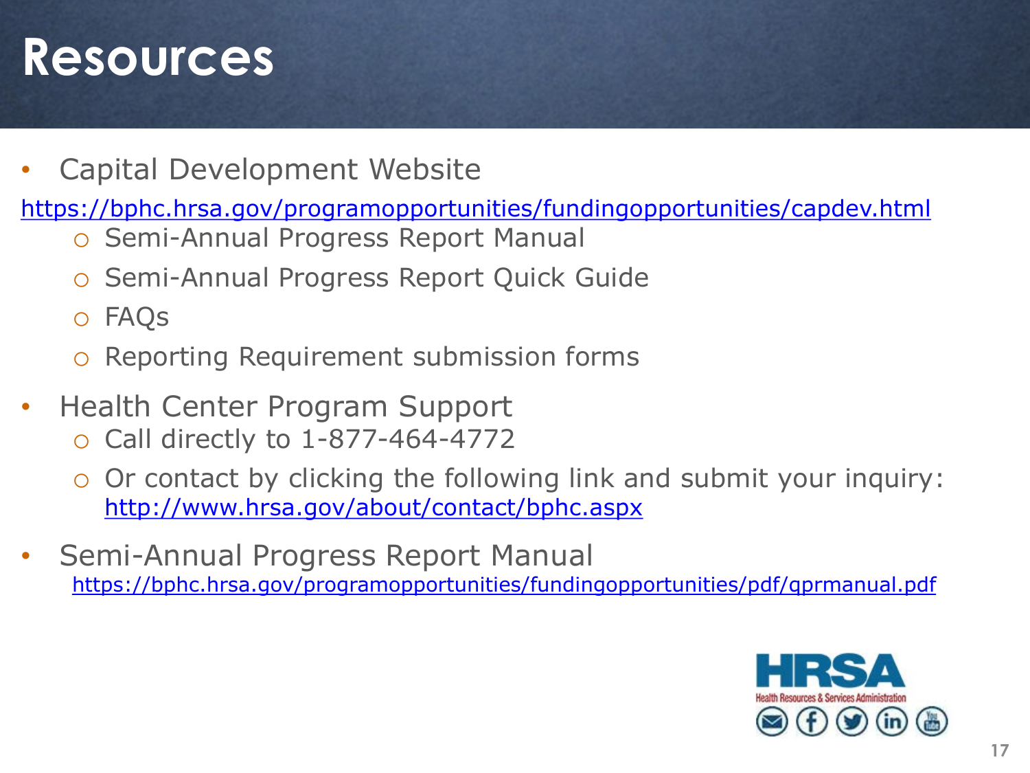# Resources

- Capital Development Website
https://bphc.hrsa.gov/programopportunities/fundingopportunities/capdev.html
  - Semi-Annual Progress Report Manual
  - Semi-Annual Progress Report Quick Guide
  - FAQs
  - Reporting Requirement submission forms
- Health Center Program Support
  - Call directly to 1-877-464-4772
  - Or contact by clicking the following link and submit your inquiry: http://www.hrsa.gov/about/contact/bphc.aspx
- Semi-Annual Progress Report Manual
  https://bphc.hrsa.gov/programopportunities/fundingopportunities/pdf/qprmanual.pdf

HRSA
Health Resources & Services Administration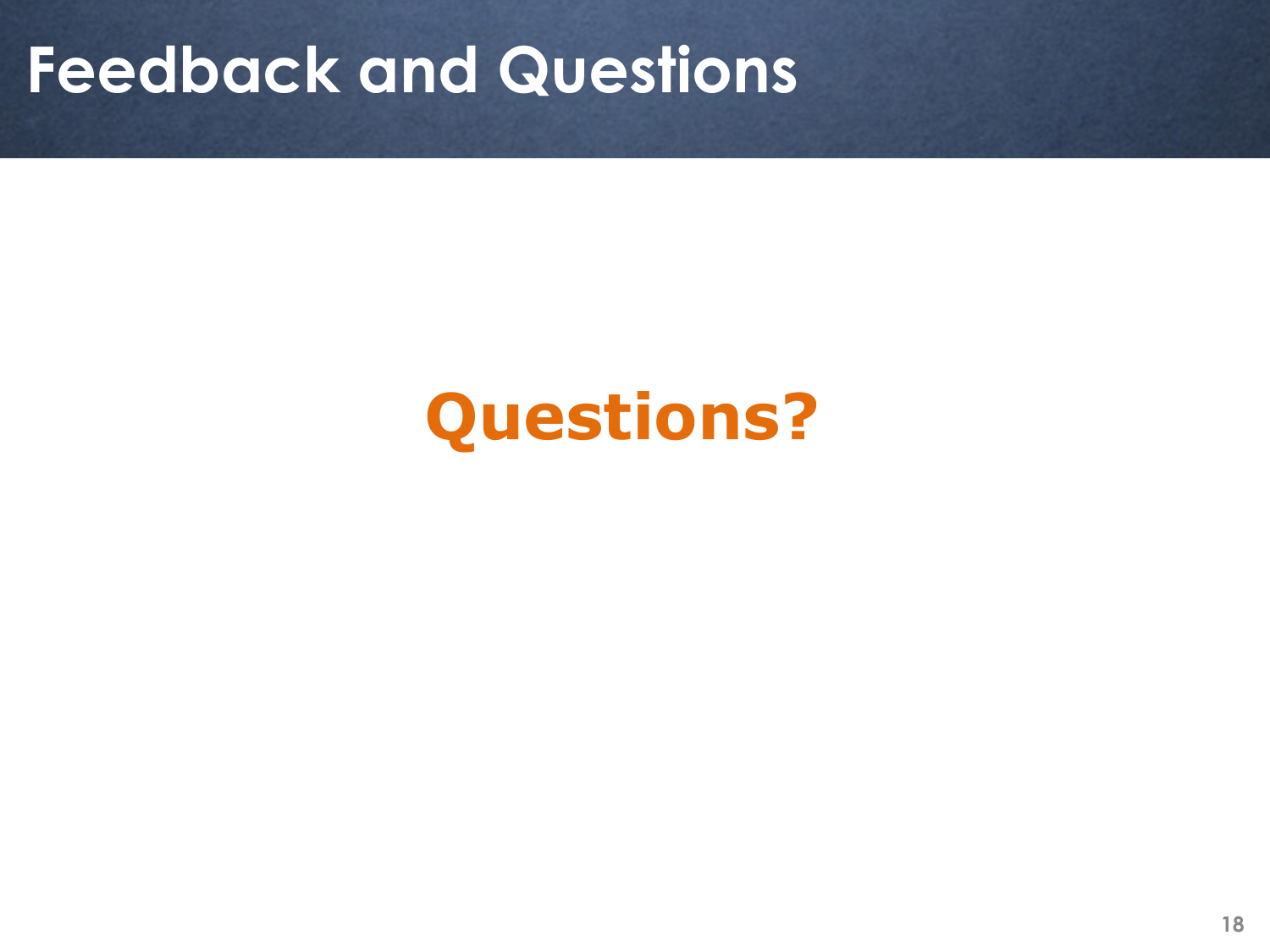# Feedback and Questions

**Questions?**